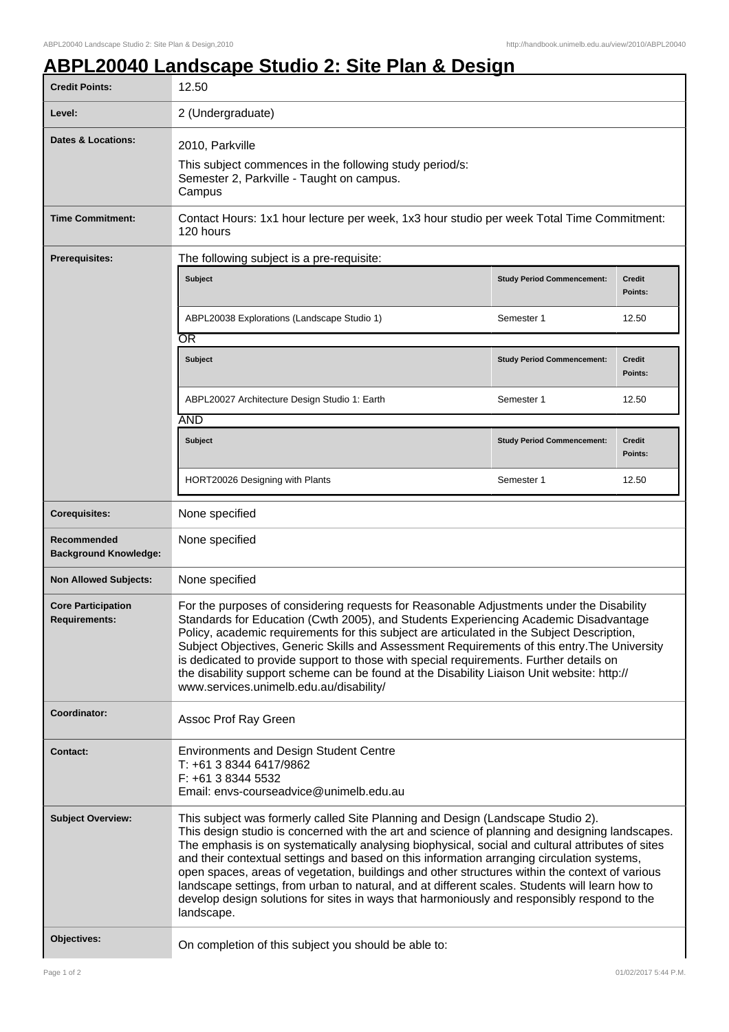# ABPL20040 Landscape Studio 2: Site Plan & Design

| | |
|---|---|
| **Credit Points:** | 12.50 |
| **Level:** | 2 (Undergraduate) |
| **Dates & Locations:** | 2010, Parkville<br>This subject commences in the following study period/s:<br>Semester 2, Parkville - Taught on campus.<br>Campus |
| **Time Commitment:** | Contact Hours: 1x1 hour lecture per week, 1x3 hour studio per week Total Time Commitment: 120 hours |
| **Prerequisites:** | The following subject is a pre-requisite: |
| **Corequisites:** | None specified |
| **Recommended Background Knowledge:** | None specified |
| **Non Allowed Subjects:** | None specified |
| **Core Participation Requirements:** | For the purposes of considering requests for Reasonable Adjustments under the Disability Standards for Education (Cwth 2005), and Students Experiencing Academic Disadvantage Policy, academic requirements for this subject are articulated in the Subject Description, Subject Objectives, Generic Skills and Assessment Requirements of this entry.The University is dedicated to provide support to those with special requirements. Further details on the disability support scheme can be found at the Disability Liaison Unit website: http://www.services.unimelb.edu.au/disability/ |
| **Coordinator:** | Assoc Prof Ray Green |
| **Contact:** | Environments and Design Student Centre<br>T: +61 3 8344 6417/9862<br>F: +61 3 8344 5532<br>Email: envs-courseadvice@unimelb.edu.au |
| **Subject Overview:** | This subject was formerly called Site Planning and Design (Landscape Studio 2). This design studio is concerned with the art and science of planning and designing landscapes. The emphasis is on systematically analysing biophysical, social and cultural attributes of sites and their contextual settings and based on this information arranging circulation systems, open spaces, areas of vegetation, buildings and other structures within the context of various landscape settings, from urban to natural, and at different scales. Students will learn how to develop design solutions for sites in ways that harmoniously and responsibly respond to the landscape. |
| **Objectives:** | On completion of this subject you should be able to: |

Prerequisites:

| Subject | Study Period Commencement: | Credit Points: |
|---|---|---|
| ABPL20038 Explorations (Landscape Studio 1) | Semester 1 | 12.50 |

OR

| Subject | Study Period Commencement: | Credit Points: |
|---|---|---|
| ABPL20027 Architecture Design Studio 1: Earth | Semester 1 | 12.50 |

AND

| Subject | Study Period Commencement: | Credit Points: |
|---|---|---|
| HORT20026 Designing with Plants | Semester 1 | 12.50 |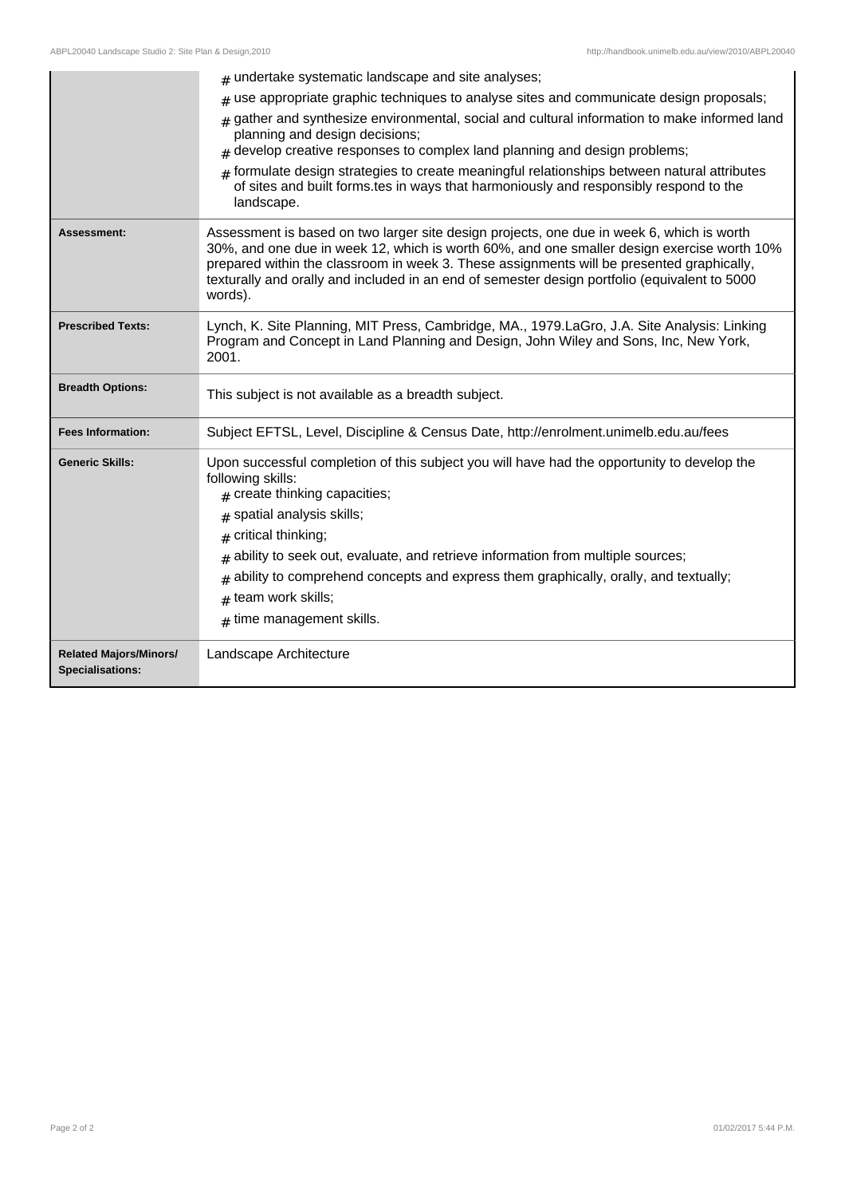| | |
|---|---|
| | # undertake systematic landscape and site analyses;<br># use appropriate graphic techniques to analyse sites and communicate design proposals;<br># gather and synthesize environmental, social and cultural information to make informed land planning and design decisions;<br># develop creative responses to complex land planning and design problems;<br># formulate design strategies to create meaningful relationships between natural attributes of sites and built forms.tes in ways that harmoniously and responsibly respond to the landscape. |
| **Assessment:** | Assessment is based on two larger site design projects, one due in week 6, which is worth 30%, and one due in week 12, which is worth 60%, and one smaller design exercise worth 10% prepared within the classroom in week 3. These assignments will be presented graphically, texturally and orally and included in an end of semester design portfolio (equivalent to 5000 words). |
| **Prescribed Texts:** | Lynch, K. Site Planning, MIT Press, Cambridge, MA., 1979.LaGro, J.A. Site Analysis: Linking Program and Concept in Land Planning and Design, John Wiley and Sons, Inc, New York, 2001. |
| **Breadth Options:** | This subject is not available as a breadth subject. |
| **Fees Information:** | Subject EFTSL, Level, Discipline & Census Date, http://enrolment.unimelb.edu.au/fees |
| **Generic Skills:** | Upon successful completion of this subject you will have had the opportunity to develop the following skills:<br># create thinking capacities;<br># spatial analysis skills;<br># critical thinking;<br># ability to seek out, evaluate, and retrieve information from multiple sources;<br># ability to comprehend concepts and express them graphically, orally, and textually;<br># team work skills;<br># time management skills. |
| **Related Majors/Minors/ Specialisations:** | Landscape Architecture |